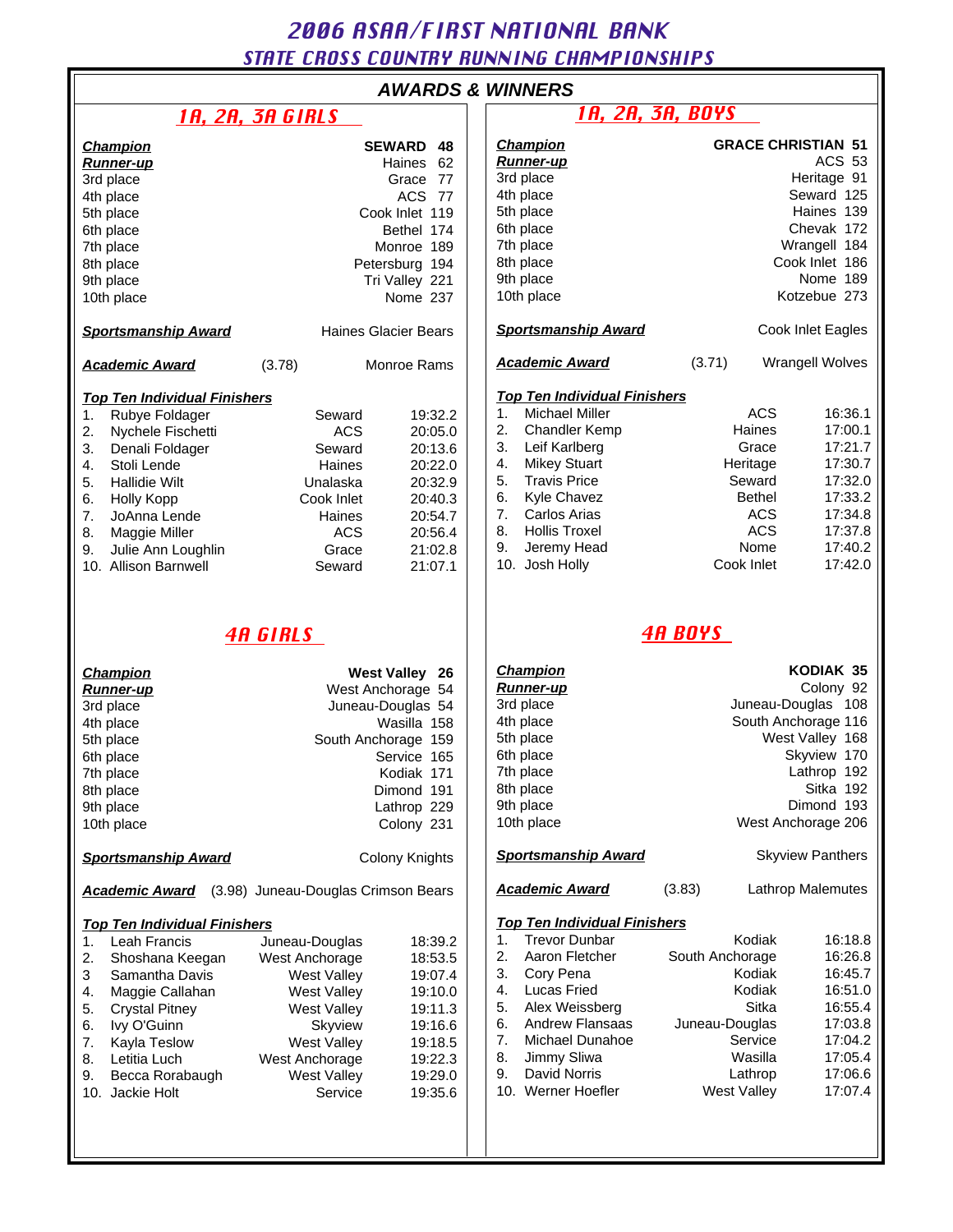# 2006 ASAA/FIRST NATIONAL BANK

## STATE CROSS COUNTRY RUNNING CHAMPIONSHIPS

### AWARDS & WINNERS

## 1A, 2A, 3A GIRLS

| Place | Team / Score |
|---|---|
| **Champion** | **SEWARD 48** |
| **Runner-up** | Haines 62 |
| 3rd place | Grace 77 |
| 4th place | ACS 77 |
| 5th place | Cook Inlet 119 |
| 6th place | Bethel 174 |
| 7th place | Monroe 189 |
| 8th place | Petersburg 194 |
| 9th place | Tri Valley 221 |
| 10th place | Nome 237 |

**Sportsmanship Award** — Haines Glacier Bears

**Academic Award** — (3.78) Monroe Rams

**Top Ten Individual Finishers**

| | Name | School | Time |
|---|---|---|---|
| 1. | Rubye Foldager | Seward | 19:32.2 |
| 2. | Nychele Fischetti | ACS | 20:05.0 |
| 3. | Denali Foldager | Seward | 20:13.6 |
| 4. | Stoli Lende | Haines | 20:22.0 |
| 5. | Hallidie Wilt | Unalaska | 20:32.9 |
| 6. | Holly Kopp | Cook Inlet | 20:40.3 |
| 7. | JoAnna Lende | Haines | 20:54.7 |
| 8. | Maggie Miller | ACS | 20:56.4 |
| 9. | Julie Ann Loughlin | Grace | 21:02.8 |
| 10. | Allison Barnwell | Seward | 21:07.1 |

## 1A, 2A, 3A, BOYS

| Place | Team / Score |
|---|---|
| **Champion** | **GRACE CHRISTIAN 51** |
| **Runner-up** | ACS 53 |
| 3rd place | Heritage 91 |
| 4th place | Seward 125 |
| 5th place | Haines 139 |
| 6th place | Chevak 172 |
| 7th place | Wrangell 184 |
| 8th place | Cook Inlet 186 |
| 9th place | Nome 189 |
| 10th place | Kotzebue 273 |

**Sportsmanship Award** — Cook Inlet Eagles

**Academic Award** — (3.71) Wrangell Wolves

**Top Ten Individual Finishers**

| | Name | School | Time |
|---|---|---|---|
| 1. | Michael Miller | ACS | 16:36.1 |
| 2. | Chandler Kemp | Haines | 17:00.1 |
| 3. | Leif Karlberg | Grace | 17:21.7 |
| 4. | Mikey Stuart | Heritage | 17:30.7 |
| 5. | Travis Price | Seward | 17:32.0 |
| 6. | Kyle Chavez | Bethel | 17:33.2 |
| 7. | Carlos Arias | ACS | 17:34.8 |
| 8. | Hollis Troxel | ACS | 17:37.8 |
| 9. | Jeremy Head | Nome | 17:40.2 |
| 10. | Josh Holly | Cook Inlet | 17:42.0 |

## 4A GIRLS

| Place | Team / Score |
|---|---|
| **Champion** | **West Valley 26** |
| **Runner-up** | West Anchorage 54 |
| 3rd place | Juneau-Douglas 54 |
| 4th place | Wasilla 158 |
| 5th place | South Anchorage 159 |
| 6th place | Service 165 |
| 7th place | Kodiak 171 |
| 8th place | Dimond 191 |
| 9th place | Lathrop 229 |
| 10th place | Colony 231 |

**Sportsmanship Award** — Colony Knights

**Academic Award** — (3.98) Juneau-Douglas Crimson Bears

**Top Ten Individual Finishers**

| | Name | School | Time |
|---|---|---|---|
| 1. | Leah Francis | Juneau-Douglas | 18:39.2 |
| 2. | Shoshana Keegan | West Anchorage | 18:53.5 |
| 3 | Samantha Davis | West Valley | 19:07.4 |
| 4. | Maggie Callahan | West Valley | 19:10.0 |
| 5. | Crystal Pitney | West Valley | 19:11.3 |
| 6. | Ivy O'Guinn | Skyview | 19:16.6 |
| 7. | Kayla Teslow | West Valley | 19:18.5 |
| 8. | Letitia Luch | West Anchorage | 19:22.3 |
| 9. | Becca Rorabaugh | West Valley | 19:29.0 |
| 10. | Jackie Holt | Service | 19:35.6 |

## 4A BOYS

| Place | Team / Score |
|---|---|
| **Champion** | **KODIAK 35** |
| **Runner-up** | Colony 92 |
| 3rd place | Juneau-Douglas 108 |
| 4th place | South Anchorage 116 |
| 5th place | West Valley 168 |
| 6th place | Skyview 170 |
| 7th place | Lathrop 192 |
| 8th place | Sitka 192 |
| 9th place | Dimond 193 |
| 10th place | West Anchorage 206 |

**Sportsmanship Award** — Skyview Panthers

**Academic Award** — (3.83) Lathrop Malemutes

**Top Ten Individual Finishers**

| | Name | School | Time |
|---|---|---|---|
| 1. | Trevor Dunbar | Kodiak | 16:18.8 |
| 2. | Aaron Fletcher | South Anchorage | 16:26.8 |
| 3. | Cory Pena | Kodiak | 16:45.7 |
| 4. | Lucas Fried | Kodiak | 16:51.0 |
| 5. | Alex Weissberg | Sitka | 16:55.4 |
| 6. | Andrew Flansaas | Juneau-Douglas | 17:03.8 |
| 7. | Michael Dunahoe | Service | 17:04.2 |
| 8. | Jimmy Sliwa | Wasilla | 17:05.4 |
| 9. | David Norris | Lathrop | 17:06.6 |
| 10. | Werner Hoefler | West Valley | 17:07.4 |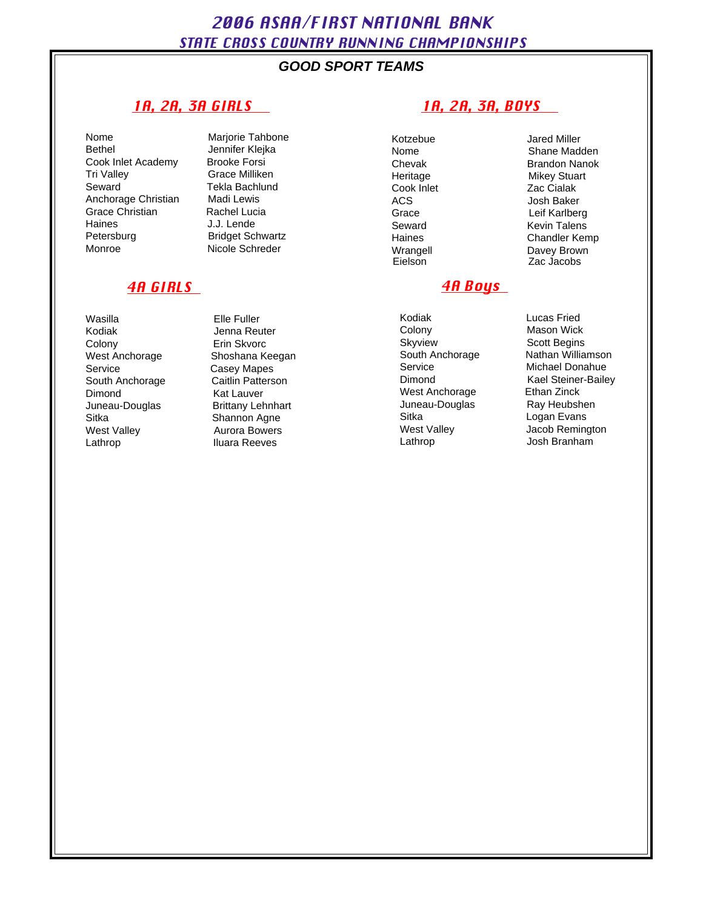# 2006 ASAA/FIRST NATIONAL BANK

## STATE CROSS COUNTRY RUNNING CHAMPIONSHIPS

### *GOOD SPORT TEAMS*

#### 1A, 2A, 3A GIRLS

| | |
|---|---|
| Nome | Marjorie Tahbone |
| Bethel | Jennifer Klejka |
| Cook Inlet Academy | Brooke Forsi |
| Tri Valley | Grace Milliken |
| Seward | Tekla Bachlund |
| Anchorage Christian | Madi Lewis |
| Grace Christian | Rachel Lucia |
| Haines | J.J. Lende |
| Petersburg | Bridget Schwartz |
| Monroe | Nicole Schreder |

#### 1A, 2A, 3A, BOYS

| | |
|---|---|
| Kotzebue | Jared Miller |
| Nome | Shane Madden |
| Chevak | Brandon Nanok |
| Heritage | Mikey Stuart |
| Cook Inlet | Zac Cialak |
| ACS | Josh Baker |
| Grace | Leif Karlberg |
| Seward | Kevin Talens |
| Haines | Chandler Kemp |
| Wrangell | Davey Brown |
| Eielson | Zac Jacobs |

#### 4A GIRLS

| | |
|---|---|
| Wasilla | Elle Fuller |
| Kodiak | Jenna Reuter |
| Colony | Erin Skvorc |
| West Anchorage | Shoshana Keegan |
| Service | Casey Mapes |
| South Anchorage | Caitlin Patterson |
| Dimond | Kat Lauver |
| Juneau-Douglas | Brittany Lehnhart |
| Sitka | Shannon Agne |
| West Valley | Aurora Bowers |
| Lathrop | Iluara Reeves |

#### 4A Boys

| | |
|---|---|
| Kodiak | Lucas Fried |
| Colony | Mason Wick |
| Skyview | Scott Begins |
| South Anchorage | Nathan Williamson |
| Service | Michael Donahue |
| Dimond | Kael Steiner-Bailey |
| West Anchorage | Ethan Zinck |
| Juneau-Douglas | Ray Heubshen |
| Sitka | Logan Evans |
| West Valley | Jacob Remington |
| Lathrop | Josh Branham |